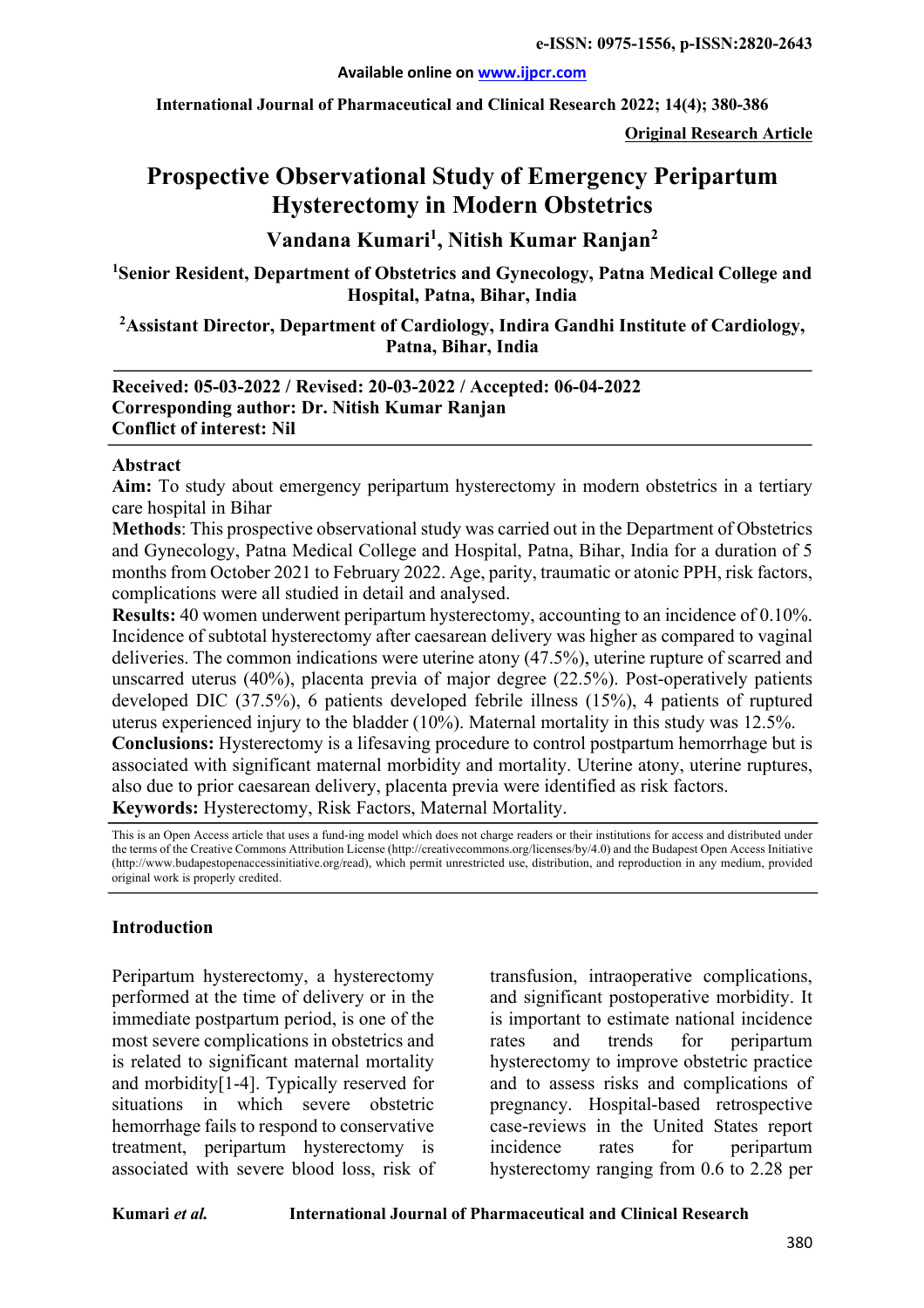e-ISSN: 0975-1556, p-ISSN:2820-2643

Available online on www.ijpcr.com

International Journal of Pharmaceutical and Clinical Research 2022; 14(4); 380-386

**Original Research Article**

# Prospective Observational Study of Emergency Peripartum Hysterectomy in Modern Obstetrics

## Vandana Kumari[1], Nitish Kumar Ranjan[2]

[1]Senior Resident, Department of Obstetrics and Gynecology, Patna Medical College and Hospital, Patna, Bihar, India

[2]Assistant Director, Department of Cardiology, Indira Gandhi Institute of Cardiology, Patna, Bihar, India

**Received: 05-03-2022 / Revised: 20-03-2022 / Accepted: 06-04-2022**
**Corresponding author: Dr. Nitish Kumar Ranjan**
**Conflict of interest: Nil**

## Abstract

**Aim:** To study about emergency peripartum hysterectomy in modern obstetrics in a tertiary care hospital in Bihar

**Methods**: This prospective observational study was carried out in the Department of Obstetrics and Gynecology, Patna Medical College and Hospital, Patna, Bihar, India for a duration of 5 months from October 2021 to February 2022. Age, parity, traumatic or atonic PPH, risk factors, complications were all studied in detail and analysed.

**Results:** 40 women underwent peripartum hysterectomy, accounting to an incidence of 0.10%. Incidence of subtotal hysterectomy after caesarean delivery was higher as compared to vaginal deliveries. The common indications were uterine atony (47.5%), uterine rupture of scarred and unscarred uterus (40%), placenta previa of major degree (22.5%). Post-operatively patients developed DIC (37.5%), 6 patients developed febrile illness (15%), 4 patients of ruptured uterus experienced injury to the bladder (10%). Maternal mortality in this study was 12.5%.

**Conclusions:** Hysterectomy is a lifesaving procedure to control postpartum hemorrhage but is associated with significant maternal morbidity and mortality. Uterine atony, uterine ruptures, also due to prior caesarean delivery, placenta previa were identified as risk factors.

**Keywords:** Hysterectomy, Risk Factors, Maternal Mortality.

This is an Open Access article that uses a fund-ing model which does not charge readers or their institutions for access and distributed under the terms of the Creative Commons Attribution License (http://creativecommons.org/licenses/by/4.0) and the Budapest Open Access Initiative (http://www.budapestopenaccessinitiative.org/read), which permit unrestricted use, distribution, and reproduction in any medium, provided original work is properly credited.

## Introduction

Peripartum hysterectomy, a hysterectomy performed at the time of delivery or in the immediate postpartum period, is one of the most severe complications in obstetrics and is related to significant maternal mortality and morbidity[1-4]. Typically reserved for situations in which severe obstetric hemorrhage fails to respond to conservative treatment, peripartum hysterectomy is associated with severe blood loss, risk of transfusion, intraoperative complications, and significant postoperative morbidity. It is important to estimate national incidence rates and trends for peripartum hysterectomy to improve obstetric practice and to assess risks and complications of pregnancy. Hospital-based retrospective case-reviews in the United States report incidence rates for peripartum hysterectomy ranging from 0.6 to 2.28 per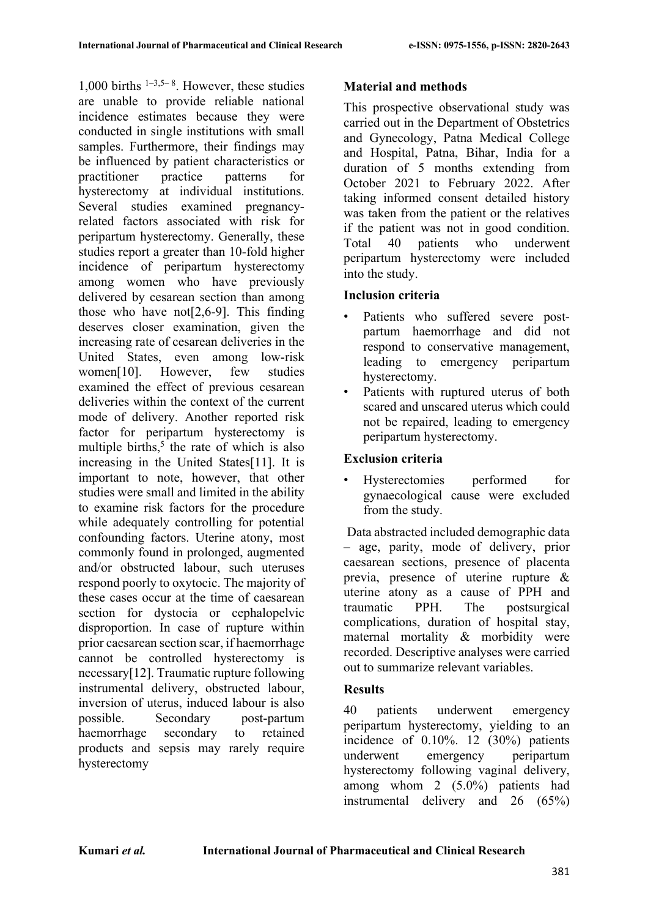1,000 births [1–3,5–8]. However, these studies are unable to provide reliable national incidence estimates because they were conducted in single institutions with small samples. Furthermore, their findings may be influenced by patient characteristics or practitioner practice patterns for hysterectomy at individual institutions. Several studies examined pregnancy-related factors associated with risk for peripartum hysterectomy. Generally, these studies report a greater than 10-fold higher incidence of peripartum hysterectomy among women who have previously delivered by cesarean section than among those who have not[2,6-9]. This finding deserves closer examination, given the increasing rate of cesarean deliveries in the United States, even among low-risk women[10]. However, few studies examined the effect of previous cesarean deliveries within the context of the current mode of delivery. Another reported risk factor for peripartum hysterectomy is multiple births,[5] the rate of which is also increasing in the United States[11]. It is important to note, however, that other studies were small and limited in the ability to examine risk factors for the procedure while adequately controlling for potential confounding factors. Uterine atony, most commonly found in prolonged, augmented and/or obstructed labour, such uteruses respond poorly to oxytocic. The majority of these cases occur at the time of caesarean section for dystocia or cephalopelvic disproportion. In case of rupture within prior caesarean section scar, if haemorrhage cannot be controlled hysterectomy is necessary[12]. Traumatic rupture following instrumental delivery, obstructed labour, inversion of uterus, induced labour is also possible. Secondary post-partum haemorrhage secondary to retained products and sepsis may rarely require hysterectomy

## Material and methods

This prospective observational study was carried out in the Department of Obstetrics and Gynecology, Patna Medical College and Hospital, Patna, Bihar, India for a duration of 5 months extending from October 2021 to February 2022. After taking informed consent detailed history was taken from the patient or the relatives if the patient was not in good condition. Total 40 patients who underwent peripartum hysterectomy were included into the study.

### Inclusion criteria

- Patients who suffered severe post-partum haemorrhage and did not respond to conservative management, leading to emergency peripartum hysterectomy.
- Patients with ruptured uterus of both scared and unscared uterus which could not be repaired, leading to emergency peripartum hysterectomy.

### Exclusion criteria

- Hysterectomies performed for gynaecological cause were excluded from the study.

Data abstracted included demographic data – age, parity, mode of delivery, prior caesarean sections, presence of placenta previa, presence of uterine rupture & uterine atony as a cause of PPH and traumatic PPH. The postsurgical complications, duration of hospital stay, maternal mortality & morbidity were recorded. Descriptive analyses were carried out to summarize relevant variables.

## Results

40 patients underwent emergency peripartum hysterectomy, yielding to an incidence of 0.10%. 12 (30%) patients underwent emergency peripartum hysterectomy following vaginal delivery, among whom 2 (5.0%) patients had instrumental delivery and 26 (65%)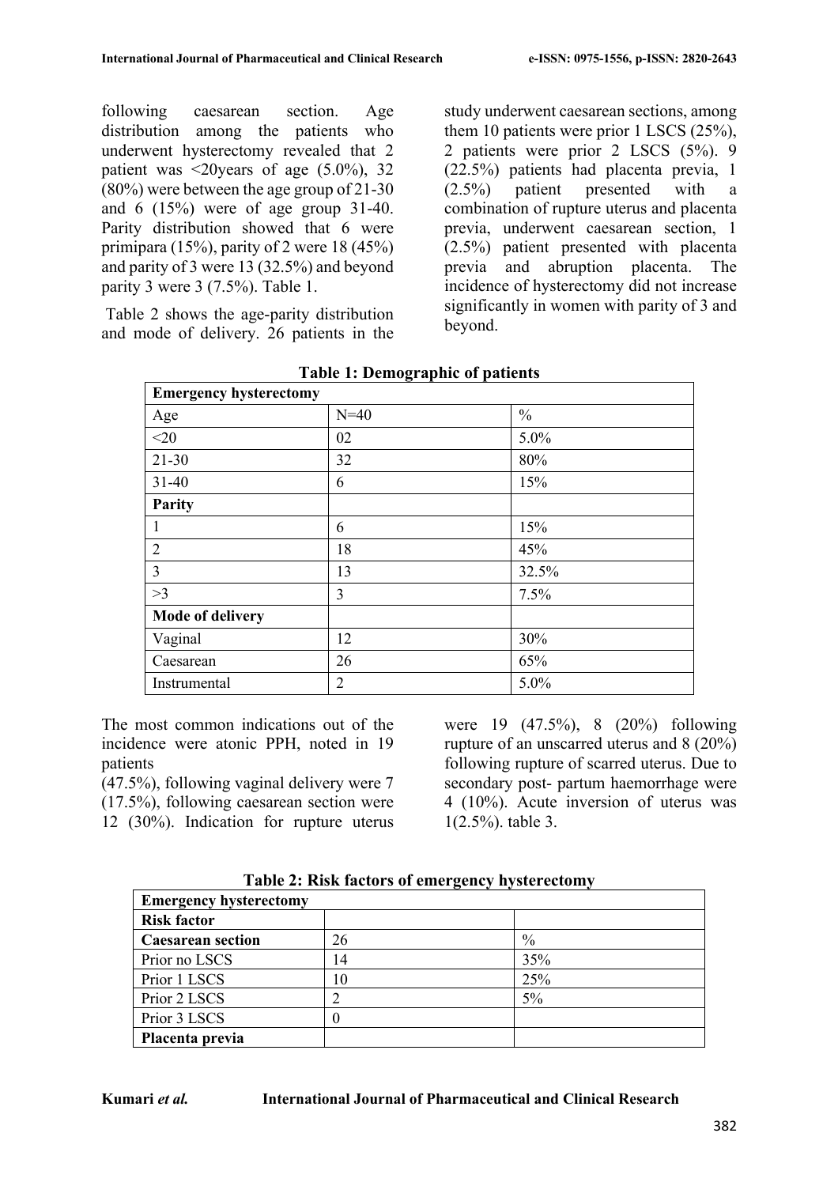following caesarean section. Age distribution among the patients who underwent hysterectomy revealed that 2 patient was <20years of age (5.0%), 32 (80%) were between the age group of 21-30 and 6 (15%) were of age group 31-40. Parity distribution showed that 6 were primipara (15%), parity of 2 were 18 (45%) and parity of 3 were 13 (32.5%) and beyond parity 3 were 3 (7.5%). Table 1.

Table 2 shows the age-parity distribution and mode of delivery. 26 patients in the study underwent caesarean sections, among them 10 patients were prior 1 LSCS (25%), 2 patients were prior 2 LSCS (5%). 9 (22.5%) patients had placenta previa, 1 (2.5%) patient presented with a combination of rupture uterus and placenta previa, underwent caesarean section, 1 (2.5%) patient presented with placenta previa and abruption placenta. The incidence of hysterectomy did not increase significantly in women with parity of 3 and beyond.

**Table 1: Demographic of patients**

| **Emergency hysterectomy** | | |
|---|---|---|
| Age | N=40 | % |
| <20 | 02 | 5.0% |
| 21-30 | 32 | 80% |
| 31-40 | 6 | 15% |
| **Parity** | | |
| 1 | 6 | 15% |
| 2 | 18 | 45% |
| 3 | 13 | 32.5% |
| >3 | 3 | 7.5% |
| **Mode of delivery** | | |
| Vaginal | 12 | 30% |
| Caesarean | 26 | 65% |
| Instrumental | 2 | 5.0% |

The most common indications out of the incidence were atonic PPH, noted in 19 patients
(47.5%), following vaginal delivery were 7 (17.5%), following caesarean section were 12 (30%). Indication for rupture uterus were 19 (47.5%), 8 (20%) following rupture of an unscarred uterus and 8 (20%) following rupture of scarred uterus. Due to secondary post- partum haemorrhage were 4 (10%). Acute inversion of uterus was 1(2.5%). table 3.

**Table 2: Risk factors of emergency hysterectomy**

| **Emergency hysterectomy** | | |
|---|---|---|
| **Risk factor** | | |
| **Caesarean section** | 26 | % |
| Prior no LSCS | 14 | 35% |
| Prior 1 LSCS | 10 | 25% |
| Prior 2 LSCS | 2 | 5% |
| Prior 3 LSCS | 0 | |
| **Placenta previa** | | |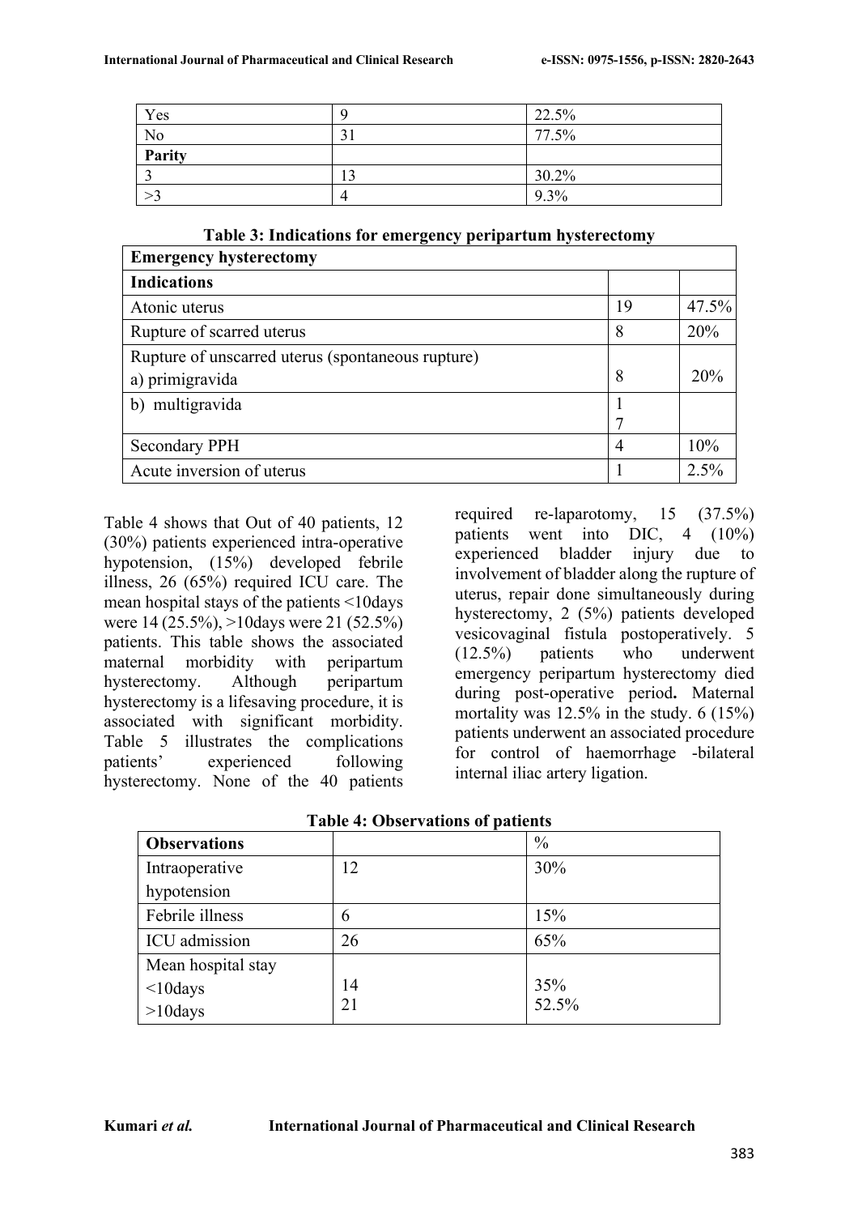| Yes | 9 | 22.5% |
|---|---|---|
| No | 31 | 77.5% |
| **Parity** | | |
| 3 | 13 | 30.2% |
| >3 | 4 | 9.3% |

**Table 3: Indications for emergency peripartum hysterectomy**

| **Emergency hysterectomy** | | |
|---|---|---|
| **Indications** | | |
| Atonic uterus | 19 | 47.5% |
| Rupture of scarred uterus | 8 | 20% |
| Rupture of unscarred uterus (spontaneous rupture) a) primigravida | 8 | 20% |
| b) multigravida | 1 7 | |
| Secondary PPH | 4 | 10% |
| Acute inversion of uterus | 1 | 2.5% |

Table 4 shows that Out of 40 patients, 12 (30%) patients experienced intra-operative hypotension, (15%) developed febrile illness, 26 (65%) required ICU care. The mean hospital stays of the patients <10days were 14 (25.5%), >10days were 21 (52.5%) patients. This table shows the associated maternal morbidity with peripartum hysterectomy. Although peripartum hysterectomy is a lifesaving procedure, it is associated with significant morbidity. Table 5 illustrates the complications patients' experienced following hysterectomy. None of the 40 patients required re-laparotomy, 15 (37.5%) patients went into DIC, 4 (10%) experienced bladder injury due to involvement of bladder along the rupture of uterus, repair done simultaneously during hysterectomy, 2 (5%) patients developed vesicovaginal fistula postoperatively. 5 (12.5%) patients who underwent emergency peripartum hysterectomy died during post-operative period**.** Maternal mortality was 12.5% in the study. 6 (15%) patients underwent an associated procedure for control of haemorrhage -bilateral internal iliac artery ligation.

**Table 4: Observations of patients**

| **Observations** | | % |
|---|---|---|
| Intraoperative hypotension | 12 | 30% |
| Febrile illness | 6 | 15% |
| ICU admission | 26 | 65% |
| Mean hospital stay <10days >10days | 14 21 | 35% 52.5% |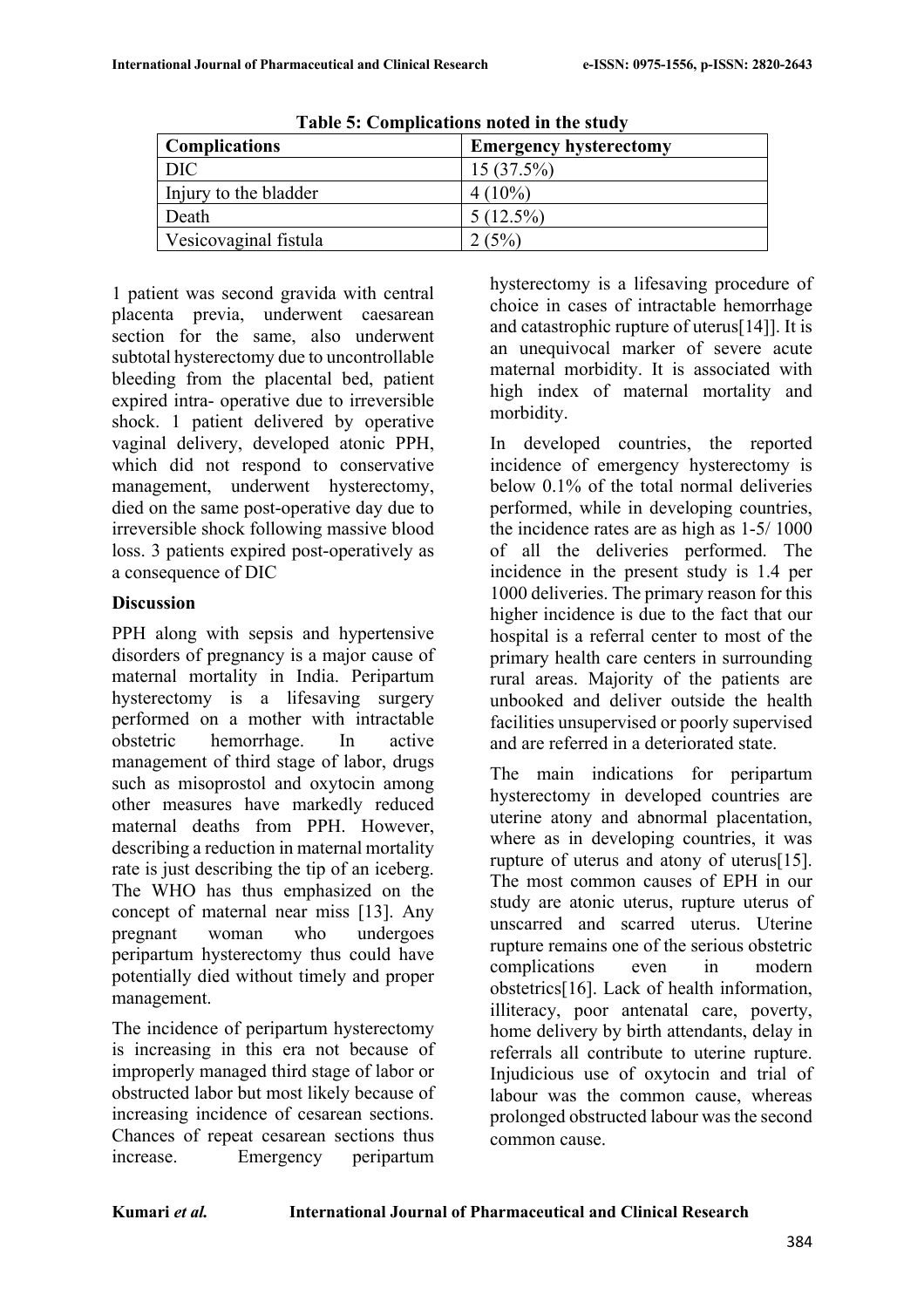**Table 5: Complications noted in the study**

| Complications | Emergency hysterectomy |
|---|---|
| DIC | 15 (37.5%) |
| Injury to the bladder | 4 (10%) |
| Death | 5 (12.5%) |
| Vesicovaginal fistula | 2 (5%) |

1 patient was second gravida with central placenta previa, underwent caesarean section for the same, also underwent subtotal hysterectomy due to uncontrollable bleeding from the placental bed, patient expired intra- operative due to irreversible shock. 1 patient delivered by operative vaginal delivery, developed atonic PPH, which did not respond to conservative management, underwent hysterectomy, died on the same post-operative day due to irreversible shock following massive blood loss. 3 patients expired post-operatively as a consequence of DIC

## Discussion

PPH along with sepsis and hypertensive disorders of pregnancy is a major cause of maternal mortality in India. Peripartum hysterectomy is a lifesaving surgery performed on a mother with intractable obstetric hemorrhage. In active management of third stage of labor, drugs such as misoprostol and oxytocin among other measures have markedly reduced maternal deaths from PPH. However, describing a reduction in maternal mortality rate is just describing the tip of an iceberg. The WHO has thus emphasized on the concept of maternal near miss [13]. Any pregnant woman who undergoes peripartum hysterectomy thus could have potentially died without timely and proper management.

The incidence of peripartum hysterectomy is increasing in this era not because of improperly managed third stage of labor or obstructed labor but most likely because of increasing incidence of cesarean sections. Chances of repeat cesarean sections thus increase. Emergency peripartum hysterectomy is a lifesaving procedure of choice in cases of intractable hemorrhage and catastrophic rupture of uterus[14]]. It is an unequivocal marker of severe acute maternal morbidity. It is associated with high index of maternal mortality and morbidity.

In developed countries, the reported incidence of emergency hysterectomy is below 0.1% of the total normal deliveries performed, while in developing countries, the incidence rates are as high as 1-5/ 1000 of all the deliveries performed. The incidence in the present study is 1.4 per 1000 deliveries. The primary reason for this higher incidence is due to the fact that our hospital is a referral center to most of the primary health care centers in surrounding rural areas. Majority of the patients are unbooked and deliver outside the health facilities unsupervised or poorly supervised and are referred in a deteriorated state.

The main indications for peripartum hysterectomy in developed countries are uterine atony and abnormal placentation, where as in developing countries, it was rupture of uterus and atony of uterus[15]. The most common causes of EPH in our study are atonic uterus, rupture uterus of unscarred and scarred uterus. Uterine rupture remains one of the serious obstetric complications even in modern obstetrics[16]. Lack of health information, illiteracy, poor antenatal care, poverty, home delivery by birth attendants, delay in referrals all contribute to uterine rupture. Injudicious use of oxytocin and trial of labour was the common cause, whereas prolonged obstructed labour was the second common cause.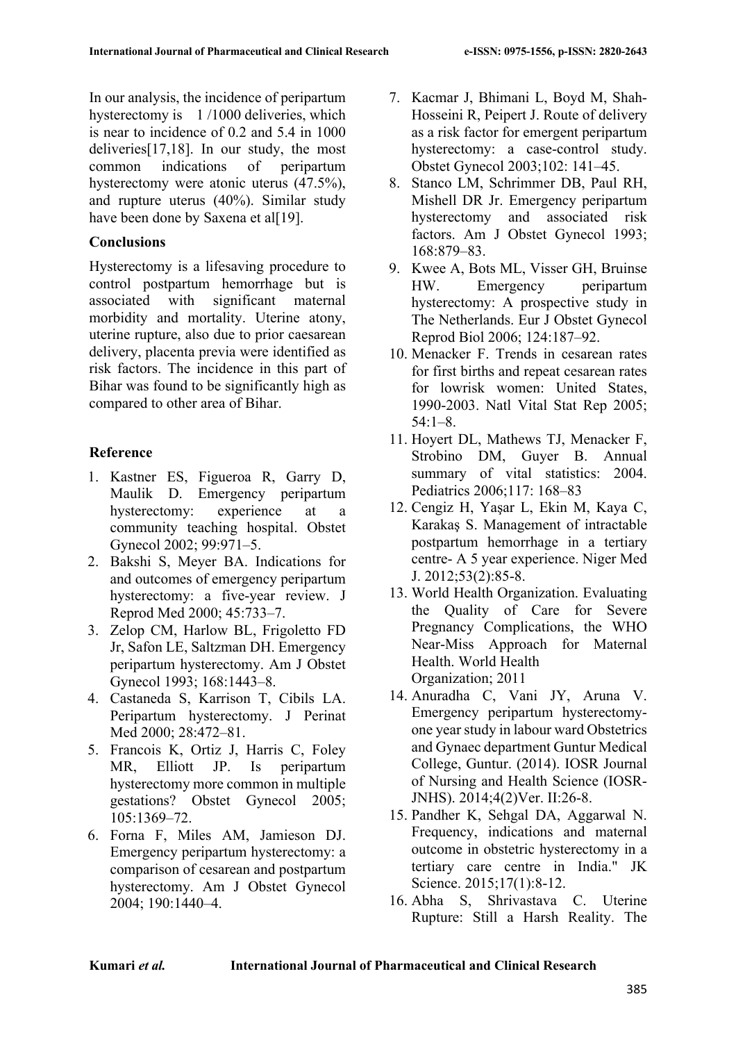In our analysis, the incidence of peripartum hysterectomy is 1 /1000 deliveries, which is near to incidence of 0.2 and 5.4 in 1000 deliveries[17,18]. In our study, the most common indications of peripartum hysterectomy were atonic uterus (47.5%), and rupture uterus (40%). Similar study have been done by Saxena et al[19].

## Conclusions

Hysterectomy is a lifesaving procedure to control postpartum hemorrhage but is associated with significant maternal morbidity and mortality. Uterine atony, uterine rupture, also due to prior caesarean delivery, placenta previa were identified as risk factors. The incidence in this part of Bihar was found to be significantly high as compared to other area of Bihar.

## Reference

1. Kastner ES, Figueroa R, Garry D, Maulik D. Emergency peripartum hysterectomy: experience at a community teaching hospital. Obstet Gynecol 2002; 99:971–5.
2. Bakshi S, Meyer BA. Indications for and outcomes of emergency peripartum hysterectomy: a five-year review. J Reprod Med 2000; 45:733–7.
3. Zelop CM, Harlow BL, Frigoletto FD Jr, Safon LE, Saltzman DH. Emergency peripartum hysterectomy. Am J Obstet Gynecol 1993; 168:1443–8.
4. Castaneda S, Karrison T, Cibils LA. Peripartum hysterectomy. J Perinat Med 2000; 28:472–81.
5. Francois K, Ortiz J, Harris C, Foley MR, Elliott JP. Is peripartum hysterectomy more common in multiple gestations? Obstet Gynecol 2005; 105:1369–72.
6. Forna F, Miles AM, Jamieson DJ. Emergency peripartum hysterectomy: a comparison of cesarean and postpartum hysterectomy. Am J Obstet Gynecol 2004; 190:1440–4.
7. Kacmar J, Bhimani L, Boyd M, Shah-Hosseini R, Peipert J. Route of delivery as a risk factor for emergent peripartum hysterectomy: a case-control study. Obstet Gynecol 2003;102: 141–45.
8. Stanco LM, Schrimmer DB, Paul RH, Mishell DR Jr. Emergency peripartum hysterectomy and associated risk factors. Am J Obstet Gynecol 1993; 168:879–83.
9. Kwee A, Bots ML, Visser GH, Bruinse HW. Emergency peripartum hysterectomy: A prospective study in The Netherlands. Eur J Obstet Gynecol Reprod Biol 2006; 124:187–92.
10. Menacker F. Trends in cesarean rates for first births and repeat cesarean rates for lowrisk women: United States, 1990-2003. Natl Vital Stat Rep 2005; 54:1–8.
11. Hoyert DL, Mathews TJ, Menacker F, Strobino DM, Guyer B. Annual summary of vital statistics: 2004. Pediatrics 2006;117: 168–83
12. Cengiz H, Yaşar L, Ekin M, Kaya C, Karakaş S. Management of intractable postpartum hemorrhage in a tertiary centre- A 5 year experience. Niger Med J. 2012;53(2):85-8.
13. World Health Organization. Evaluating the Quality of Care for Severe Pregnancy Complications, the WHO Near-Miss Approach for Maternal Health. World Health Organization; 2011
14. Anuradha C, Vani JY, Aruna V. Emergency peripartum hysterectomy-one year study in labour ward Obstetrics and Gynaec department Guntur Medical College, Guntur. (2014). IOSR Journal of Nursing and Health Science (IOSR-JNHS). 2014;4(2)Ver. II:26-8.
15. Pandher K, Sehgal DA, Aggarwal N. Frequency, indications and maternal outcome in obstetric hysterectomy in a tertiary care centre in India." JK Science. 2015;17(1):8-12.
16. Abha S, Shrivastava C. Uterine Rupture: Still a Harsh Reality. The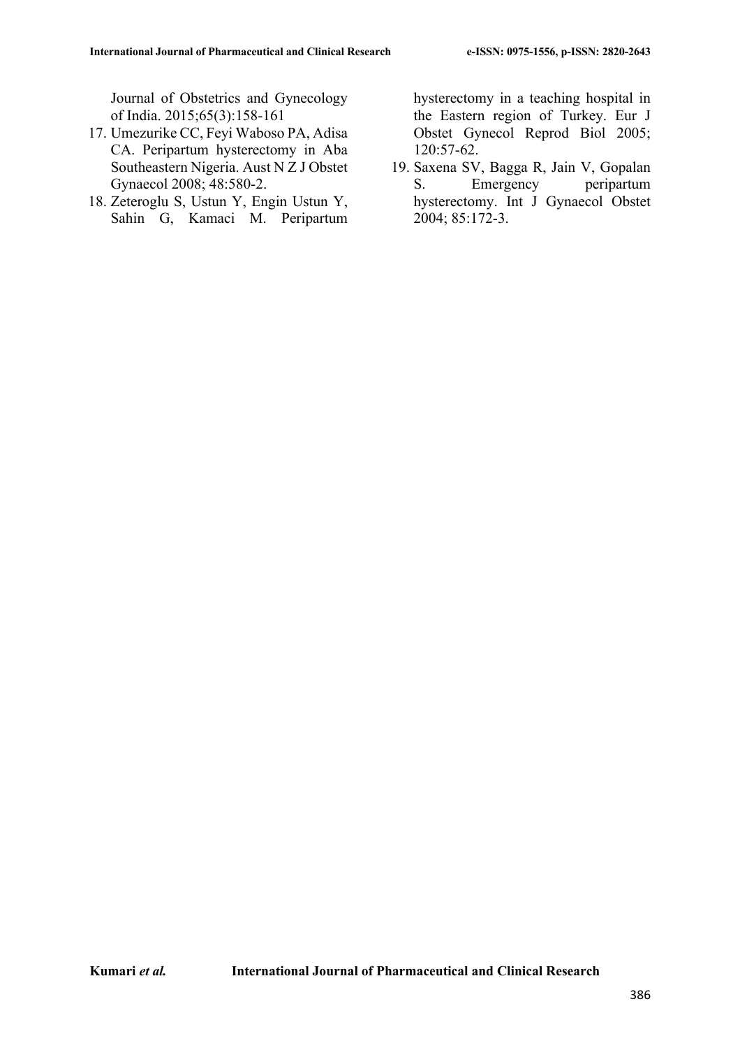Journal of Obstetrics and Gynecology of India. 2015;65(3):158-161

17. Umezurike CC, Feyi Waboso PA, Adisa CA. Peripartum hysterectomy in Aba Southeastern Nigeria. Aust N Z J Obstet Gynaecol 2008; 48:580-2.
18. Zeteroglu S, Ustun Y, Engin Ustun Y, Sahin G, Kamaci M. Peripartum hysterectomy in a teaching hospital in the Eastern region of Turkey. Eur J Obstet Gynecol Reprod Biol 2005; 120:57-62.
19. Saxena SV, Bagga R, Jain V, Gopalan S. Emergency peripartum hysterectomy. Int J Gynaecol Obstet 2004; 85:172-3.